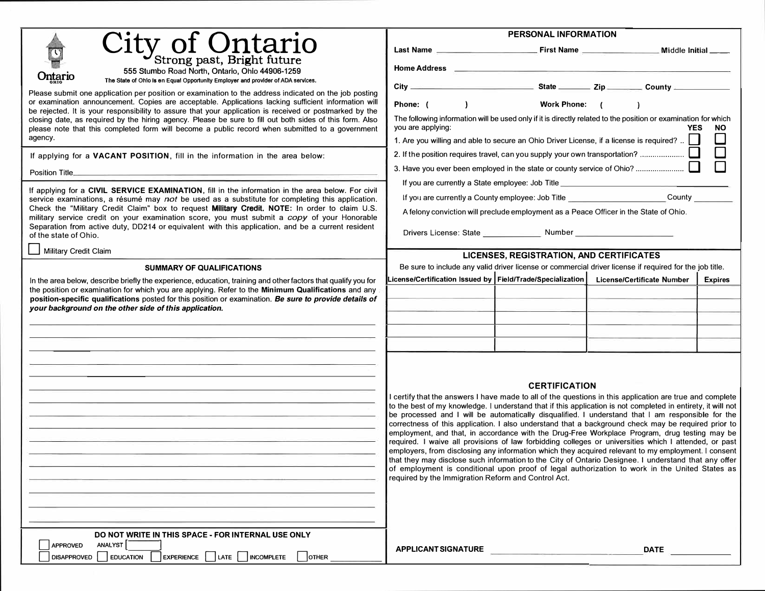# City of Ontario

Strong past, Bright future

555 Stumbo Road North, Ontario, Ohio 44906-1259

The State of Ohio is an Equal Opportunity Employer and provider of ADA services.

Please submit one application per position or examination to the address indicated on the job posting or examination announcement. Copies are acceptable. Applications lacking sufficient information will be rejected. It is your responsibility to assure that your application is received or postmarked by the closing date, as required by the hiring agency. Please be sure to fill out both sides of this form. Also please note that this completed form will become a public record when submitted to a government agency.

If applying for a **VACANT POSITION**, fill in the information in the area below:

Position Title ______________________________

If applying for a **CIVIL SERVICE EXAMINATION**, fill in the information in the area below. For civil service examinations, a résumé may *not* be used as a substitute for completing this application. Check the "Military Credit Claim" box to request **Military Credit. NOTE**: In order to claim U.S. military service credit on your examination score, you must submit a *copy* of your Honorable Separation from active duty, DD214 or equivalent with this application, and be a current resident of the state of Ohio.

☐ Military Credit Claim

## SUMMARY OF QUALIFICATIONS

In the area below, describe briefly the experience, education, training and other factors that qualify you for the position or examination for which you are applying. Refer to the **Minimum Qualifications** and any **position-specific qualifications** posted for this position or examination. ***Be sure to provide details of your background on the other side of this application.***

______________________________

______________________________

______________________________

______________________________

______________________________

______________________________

______________________________

______________________________

______________________________

______________________________

______________________________

______________________________

______________________________

______________________________

______________________________

______________________________

**DO NOT WRITE IN THIS SPACE - FOR INTERNAL USE ONLY**

☐ APPROVED ANALYST ☐

☐ DISAPPROVED ☐ EDUCATION ☐ EXPERIENCE ☐ LATE ☐ INCOMPLETE ☐ OTHER ________

## PERSONAL INFORMATION

**Last Name** ________________ **First Name** ________________ **Middle Initial** ____

**Home Address** ______________________________

**City** ________________ **State** ______ **Zip** ______ **County** ________

**Phone:** ( ) **Work Phone:** ( )

The following information will be used only if it is directly related to the position or examination for which you are applying:

| | YES | NO |
|---|---|---|
| 1. Are you willing and able to secure an Ohio Driver License, if a license is required? | ☐ | ☐ |
| 2. If the position requires travel, can you supply your own transportation? | ☐ | ☐ |
| 3. Have you ever been employed in the state or county service of Ohio? | ☐ | ☐ |

If you are currently a State employee: Job Title ______________________________

If you are currently a County employee: Job Title ________________ County ________

A felony conviction will preclude employment as a Peace Officer in the State of Ohio.

Drivers License: State ________ Number ________________

## LICENSES, REGISTRATION, AND CERTIFICATES

Be sure to include any valid driver license or commercial driver license if required for the job title.

| License/Certification Issued by | Field/Trade/Specialization | License/Certificate Number | Expires |
|---|---|---|---|
| | | | |
| | | | |
| | | | |
| | | | |
| | | | |

## CERTIFICATION

I certify that the answers I have made to all of the questions in this application are true and complete to the best of my knowledge. I understand that if this application is not completed in entirety, it will not be processed and I will be automatically disqualified. I understand that I am responsible for the correctness of this application. I also understand that a background check may be required prior to employment, and that, in accordance with the Drug-Free Workplace Program, drug testing may be required. I waive all provisions of law forbidding colleges or universities which I attended, or past employers, from disclosing any information which they acquired relevant to my employment. I consent that they may disclose such information to the City of Ontario Designee. I understand that any offer of employment is conditional upon proof of legal authorization to work in the United States as required by the Immigration Reform and Control Act.

**APPLICANT SIGNATURE** ______________________________ **DATE** ____________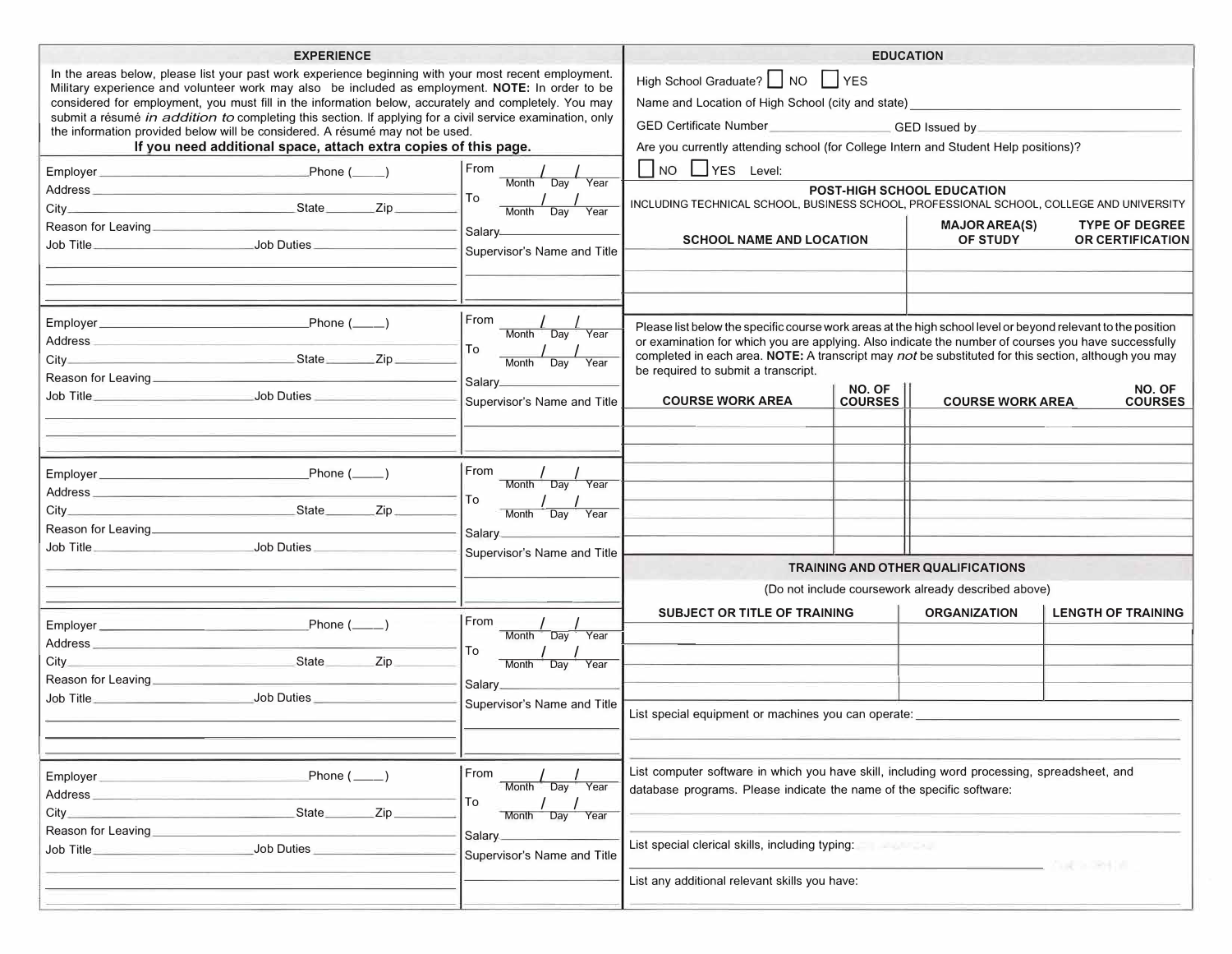## EXPERIENCE

In the areas below, please list your past work experience beginning with your most recent employment. Military experience and volunteer work may also be included as employment. **NOTE:** In order to be considered for employment, you must fill in the information below, accurately and completely. You may submit a résumé *in addition to* completing this section. If applying for a civil service examination, only the information provided below will be considered. A résumé may not be used.

**If you need additional space, attach extra copies of this page.**

Employer ____________________ Phone (____)
Address ____________________
City ____________________ State ________ Zip ________
Reason for Leaving ____________________
Job Title ____________________ Job Duties ____________________

From ___ / ___ / ___ (Month Day Year)
To ___ / ___ / ___ (Month Day Year)
Salary ____________________
Supervisor's Name and Title ____________________

---

Employer ____________________ Phone (____)
Address ____________________
City ____________________ State ________ Zip ________
Reason for Leaving ____________________
Job Title ____________________ Job Duties ____________________

From ___ / ___ / ___ (Month Day Year)
To ___ / ___ / ___ (Month Day Year)
Salary ____________________
Supervisor's Name and Title ____________________

---

Employer ____________________ Phone (____)
Address ____________________
City ____________________ State ________ Zip ________
Reason for Leaving ____________________
Job Title ____________________ Job Duties ____________________

From ___ / ___ / ___ (Month Day Year)
To ___ / ___ / ___ (Month Day Year)
Salary ____________________
Supervisor's Name and Title ____________________

---

Employer ____________________ Phone (____)
Address ____________________
City ____________________ State ________ Zip ________
Reason for Leaving ____________________
Job Title ____________________ Job Duties ____________________

From ___ / ___ / ___ (Month Day Year)
To ___ / ___ / ___ (Month Day Year)
Salary ____________________
Supervisor's Name and Title ____________________

---

Employer ____________________ Phone (____)
Address ____________________
City ____________________ State ________ Zip ________
Reason for Leaving ____________________
Job Title ____________________ Job Duties ____________________

From ___ / ___ / ___ (Month Day Year)
To ___ / ___ / ___ (Month Day Year)
Salary ____________________
Supervisor's Name and Title ____________________

## EDUCATION

High School Graduate? ☐ NO ☐ YES

Name and Location of High School (city and state) ____________________

GED Certificate Number ____________________ GED Issued by ____________________

Are you currently attending school (for College Intern and Student Help positions)?

☐ NO ☐ YES Level:

### POST-HIGH SCHOOL EDUCATION

INCLUDING TECHNICAL SCHOOL, BUSINESS SCHOOL, PROFESSIONAL SCHOOL, COLLEGE AND UNIVERSITY

| SCHOOL NAME AND LOCATION | MAJOR AREA(S) OF STUDY | TYPE OF DEGREE OR CERTIFICATION |
|---|---|---|
| | | |
| | | |

Please list below the specific course work areas at the high school level or beyond relevant to the position or examination for which you are applying. Also indicate the number of courses you have successfully completed in each area. **NOTE:** A transcript may *not* be substituted for this section, although you may be required to submit a transcript.

| COURSE WORK AREA | NO. OF COURSES | COURSE WORK AREA | NO. OF COURSES |
|---|---|---|---|
| | | | |
| | | | |
| | | | |
| | | | |
| | | | |
| | | | |
| | | | |

### TRAINING AND OTHER QUALIFICATIONS

(Do not include coursework already described above)

| SUBJECT OR TITLE OF TRAINING | ORGANIZATION | LENGTH OF TRAINING |
|---|---|---|
| | | |
| | | |
| | | |

List special equipment or machines you can operate: ____________________

List computer software in which you have skill, including word processing, spreadsheet, and database programs. Please indicate the name of the specific software:

List special clerical skills, including typing:

List any additional relevant skills you have: